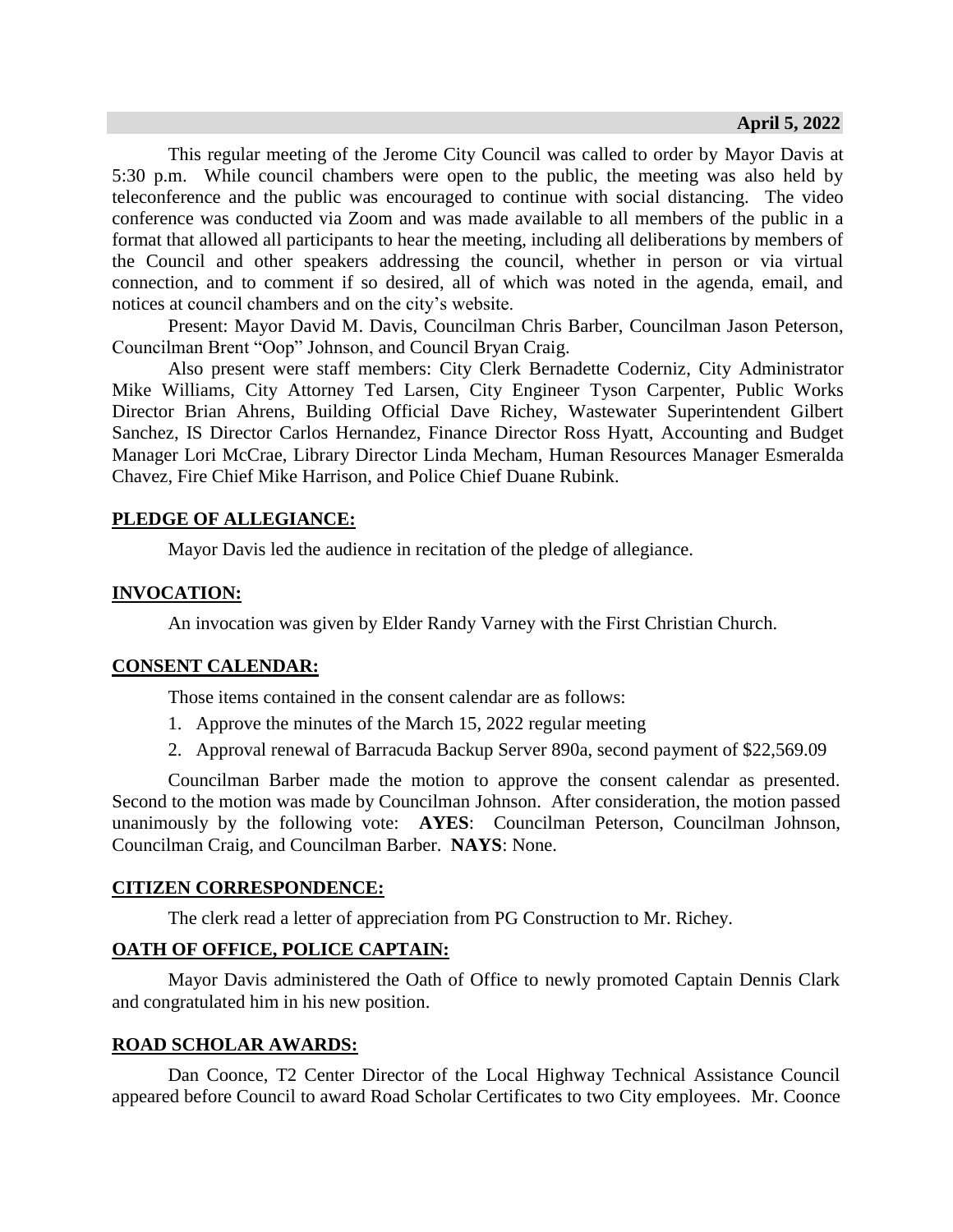**April 5, 2022**

This regular meeting of the Jerome City Council was called to order by Mayor Davis at 5:30 p.m. While council chambers were open to the public, the meeting was also held by teleconference and the public was encouraged to continue with social distancing. The video conference was conducted via Zoom and was made available to all members of the public in a format that allowed all participants to hear the meeting, including all deliberations by members of the Council and other speakers addressing the council, whether in person or via virtual connection, and to comment if so desired, all of which was noted in the agenda, email, and notices at council chambers and on the city's website.

Present: Mayor David M. Davis, Councilman Chris Barber, Councilman Jason Peterson, Councilman Brent "Oop" Johnson, and Council Bryan Craig.

Also present were staff members: City Clerk Bernadette Coderniz, City Administrator Mike Williams, City Attorney Ted Larsen, City Engineer Tyson Carpenter, Public Works Director Brian Ahrens, Building Official Dave Richey, Wastewater Superintendent Gilbert Sanchez, IS Director Carlos Hernandez, Finance Director Ross Hyatt, Accounting and Budget Manager Lori McCrae, Library Director Linda Mecham, Human Resources Manager Esmeralda Chavez, Fire Chief Mike Harrison, and Police Chief Duane Rubink.

**PLEDGE OF ALLEGIANCE:**

Mayor Davis led the audience in recitation of the pledge of allegiance.

**INVOCATION:**

An invocation was given by Elder Randy Varney with the First Christian Church.

**CONSENT CALENDAR:**

Those items contained in the consent calendar are as follows:

1. Approve the minutes of the March 15, 2022 regular meeting
2. Approval renewal of Barracuda Backup Server 890a, second payment of $22,569.09

Councilman Barber made the motion to approve the consent calendar as presented. Second to the motion was made by Councilman Johnson. After consideration, the motion passed unanimously by the following vote: **AYES**: Councilman Peterson, Councilman Johnson, Councilman Craig, and Councilman Barber. **NAYS**: None.

**CITIZEN CORRESPONDENCE:**

The clerk read a letter of appreciation from PG Construction to Mr. Richey.

**OATH OF OFFICE, POLICE CAPTAIN:**

Mayor Davis administered the Oath of Office to newly promoted Captain Dennis Clark and congratulated him in his new position.

**ROAD SCHOLAR AWARDS:**

Dan Coonce, T2 Center Director of the Local Highway Technical Assistance Council appeared before Council to award Road Scholar Certificates to two City employees. Mr. Coonce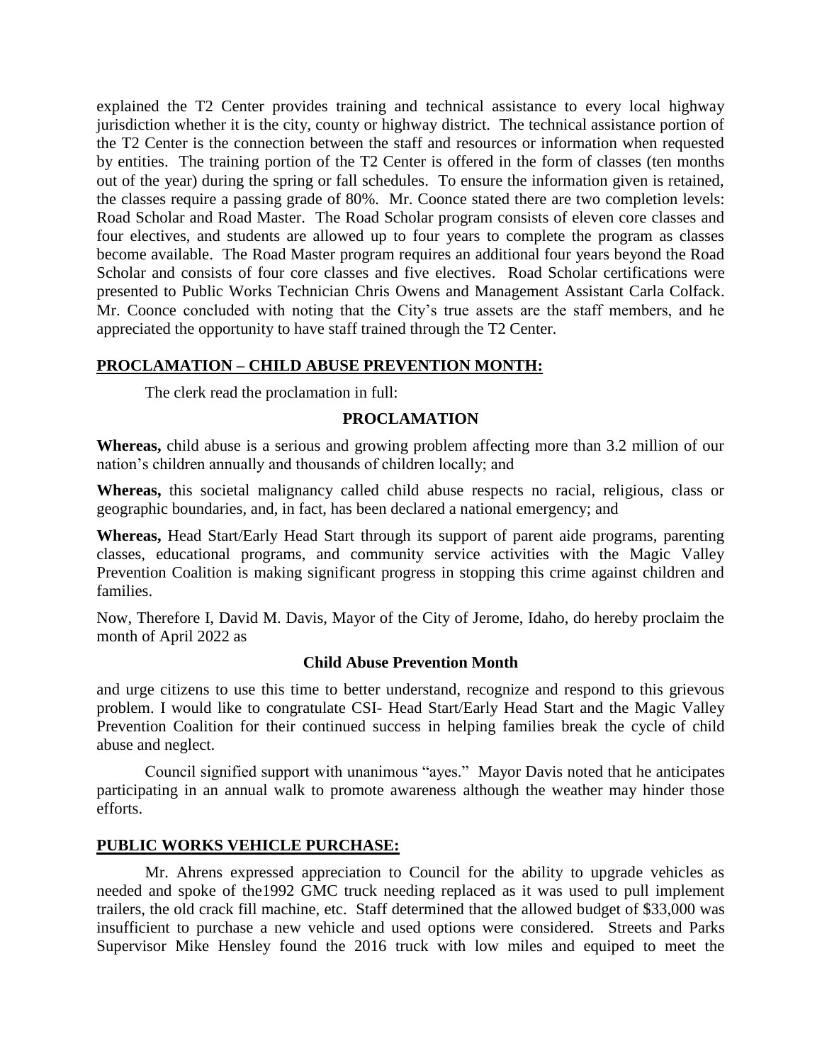explained the T2 Center provides training and technical assistance to every local highway jurisdiction whether it is the city, county or highway district. The technical assistance portion of the T2 Center is the connection between the staff and resources or information when requested by entities. The training portion of the T2 Center is offered in the form of classes (ten months out of the year) during the spring or fall schedules. To ensure the information given is retained, the classes require a passing grade of 80%. Mr. Coonce stated there are two completion levels: Road Scholar and Road Master. The Road Scholar program consists of eleven core classes and four electives, and students are allowed up to four years to complete the program as classes become available. The Road Master program requires an additional four years beyond the Road Scholar and consists of four core classes and five electives. Road Scholar certifications were presented to Public Works Technician Chris Owens and Management Assistant Carla Colfack. Mr. Coonce concluded with noting that the City's true assets are the staff members, and he appreciated the opportunity to have staff trained through the T2 Center.

**PROCLAMATION – CHILD ABUSE PREVENTION MONTH:**

The clerk read the proclamation in full:

**PROCLAMATION**

**Whereas,** child abuse is a serious and growing problem affecting more than 3.2 million of our nation's children annually and thousands of children locally; and

**Whereas,** this societal malignancy called child abuse respects no racial, religious, class or geographic boundaries, and, in fact, has been declared a national emergency; and

**Whereas,** Head Start/Early Head Start through its support of parent aide programs, parenting classes, educational programs, and community service activities with the Magic Valley Prevention Coalition is making significant progress in stopping this crime against children and families.

Now, Therefore I, David M. Davis, Mayor of the City of Jerome, Idaho, do hereby proclaim the month of April 2022 as

**Child Abuse Prevention Month**

and urge citizens to use this time to better understand, recognize and respond to this grievous problem. I would like to congratulate CSI- Head Start/Early Head Start and the Magic Valley Prevention Coalition for their continued success in helping families break the cycle of child abuse and neglect.

Council signified support with unanimous "ayes." Mayor Davis noted that he anticipates participating in an annual walk to promote awareness although the weather may hinder those efforts.

**PUBLIC WORKS VEHICLE PURCHASE:**

Mr. Ahrens expressed appreciation to Council for the ability to upgrade vehicles as needed and spoke of the1992 GMC truck needing replaced as it was used to pull implement trailers, the old crack fill machine, etc. Staff determined that the allowed budget of $33,000 was insufficient to purchase a new vehicle and used options were considered. Streets and Parks Supervisor Mike Hensley found the 2016 truck with low miles and equiped to meet the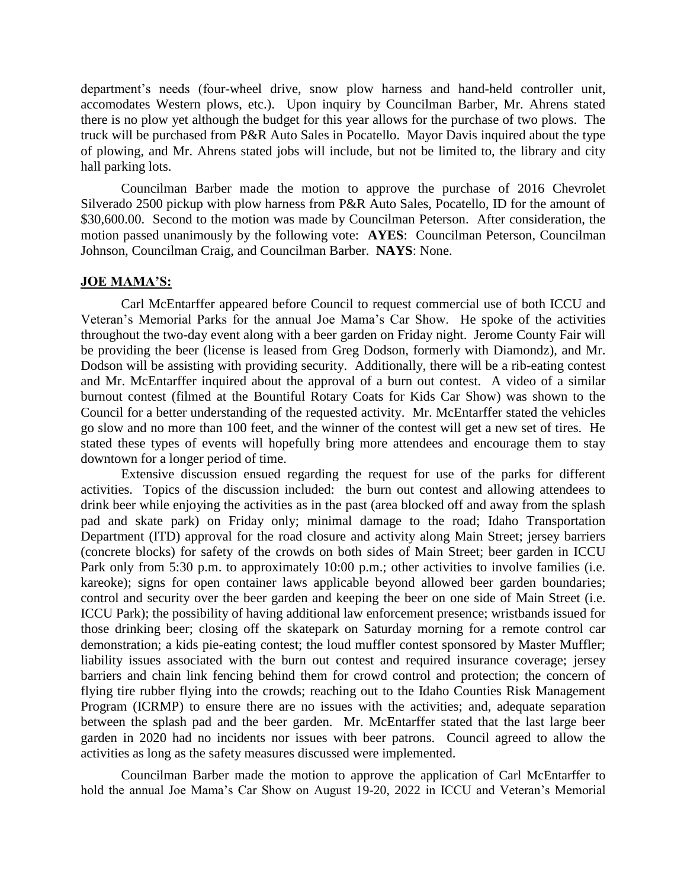department's needs (four-wheel drive, snow plow harness and hand-held controller unit, accomodates Western plows, etc.). Upon inquiry by Councilman Barber, Mr. Ahrens stated there is no plow yet although the budget for this year allows for the purchase of two plows. The truck will be purchased from P&R Auto Sales in Pocatello. Mayor Davis inquired about the type of plowing, and Mr. Ahrens stated jobs will include, but not be limited to, the library and city hall parking lots.

Councilman Barber made the motion to approve the purchase of 2016 Chevrolet Silverado 2500 pickup with plow harness from P&R Auto Sales, Pocatello, ID for the amount of $30,600.00. Second to the motion was made by Councilman Peterson. After consideration, the motion passed unanimously by the following vote: **AYES**: Councilman Peterson, Councilman Johnson, Councilman Craig, and Councilman Barber. **NAYS**: None.

**JOE MAMA'S:**

Carl McEntarffer appeared before Council to request commercial use of both ICCU and Veteran's Memorial Parks for the annual Joe Mama's Car Show. He spoke of the activities throughout the two-day event along with a beer garden on Friday night. Jerome County Fair will be providing the beer (license is leased from Greg Dodson, formerly with Diamondz), and Mr. Dodson will be assisting with providing security. Additionally, there will be a rib-eating contest and Mr. McEntarffer inquired about the approval of a burn out contest. A video of a similar burnout contest (filmed at the Bountiful Rotary Coats for Kids Car Show) was shown to the Council for a better understanding of the requested activity. Mr. McEntarffer stated the vehicles go slow and no more than 100 feet, and the winner of the contest will get a new set of tires. He stated these types of events will hopefully bring more attendees and encourage them to stay downtown for a longer period of time.

Extensive discussion ensued regarding the request for use of the parks for different activities. Topics of the discussion included: the burn out contest and allowing attendees to drink beer while enjoying the activities as in the past (area blocked off and away from the splash pad and skate park) on Friday only; minimal damage to the road; Idaho Transportation Department (ITD) approval for the road closure and activity along Main Street; jersey barriers (concrete blocks) for safety of the crowds on both sides of Main Street; beer garden in ICCU Park only from 5:30 p.m. to approximately 10:00 p.m.; other activities to involve families (i.e. kareoke); signs for open container laws applicable beyond allowed beer garden boundaries; control and security over the beer garden and keeping the beer on one side of Main Street (i.e. ICCU Park); the possibility of having additional law enforcement presence; wristbands issued for those drinking beer; closing off the skatepark on Saturday morning for a remote control car demonstration; a kids pie-eating contest; the loud muffler contest sponsored by Master Muffler; liability issues associated with the burn out contest and required insurance coverage; jersey barriers and chain link fencing behind them for crowd control and protection; the concern of flying tire rubber flying into the crowds; reaching out to the Idaho Counties Risk Management Program (ICRMP) to ensure there are no issues with the activities; and, adequate separation between the splash pad and the beer garden. Mr. McEntarffer stated that the last large beer garden in 2020 had no incidents nor issues with beer patrons. Council agreed to allow the activities as long as the safety measures discussed were implemented.

Councilman Barber made the motion to approve the application of Carl McEntarffer to hold the annual Joe Mama's Car Show on August 19-20, 2022 in ICCU and Veteran's Memorial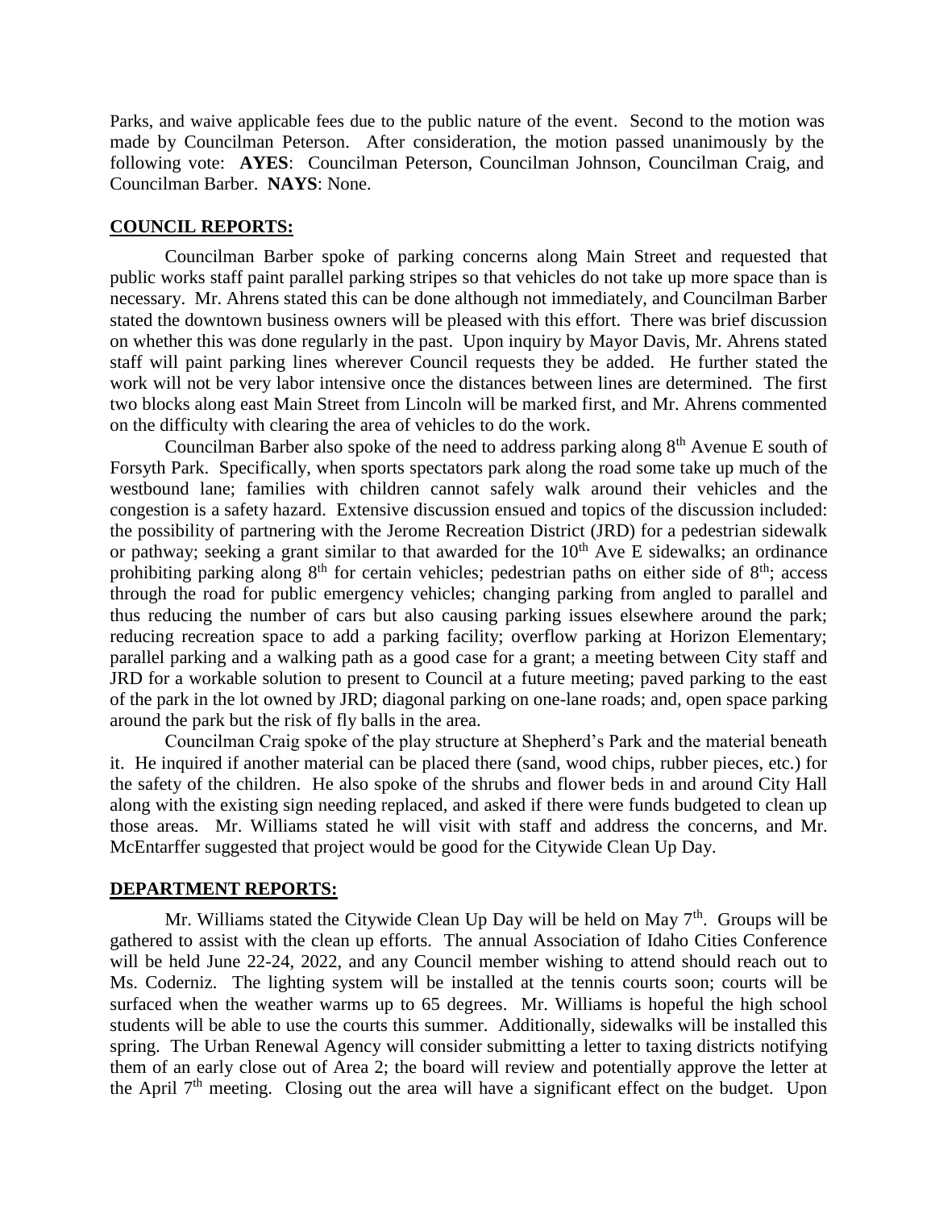Parks, and waive applicable fees due to the public nature of the event. Second to the motion was made by Councilman Peterson. After consideration, the motion passed unanimously by the following vote: **AYES**: Councilman Peterson, Councilman Johnson, Councilman Craig, and Councilman Barber. **NAYS**: None.

**COUNCIL REPORTS:**

Councilman Barber spoke of parking concerns along Main Street and requested that public works staff paint parallel parking stripes so that vehicles do not take up more space than is necessary. Mr. Ahrens stated this can be done although not immediately, and Councilman Barber stated the downtown business owners will be pleased with this effort. There was brief discussion on whether this was done regularly in the past. Upon inquiry by Mayor Davis, Mr. Ahrens stated staff will paint parking lines wherever Council requests they be added. He further stated the work will not be very labor intensive once the distances between lines are determined. The first two blocks along east Main Street from Lincoln will be marked first, and Mr. Ahrens commented on the difficulty with clearing the area of vehicles to do the work.

Councilman Barber also spoke of the need to address parking along 8th Avenue E south of Forsyth Park. Specifically, when sports spectators park along the road some take up much of the westbound lane; families with children cannot safely walk around their vehicles and the congestion is a safety hazard. Extensive discussion ensued and topics of the discussion included: the possibility of partnering with the Jerome Recreation District (JRD) for a pedestrian sidewalk or pathway; seeking a grant similar to that awarded for the 10th Ave E sidewalks; an ordinance prohibiting parking along 8th for certain vehicles; pedestrian paths on either side of 8th; access through the road for public emergency vehicles; changing parking from angled to parallel and thus reducing the number of cars but also causing parking issues elsewhere around the park; reducing recreation space to add a parking facility; overflow parking at Horizon Elementary; parallel parking and a walking path as a good case for a grant; a meeting between City staff and JRD for a workable solution to present to Council at a future meeting; paved parking to the east of the park in the lot owned by JRD; diagonal parking on one-lane roads; and, open space parking around the park but the risk of fly balls in the area.

Councilman Craig spoke of the play structure at Shepherd's Park and the material beneath it. He inquired if another material can be placed there (sand, wood chips, rubber pieces, etc.) for the safety of the children. He also spoke of the shrubs and flower beds in and around City Hall along with the existing sign needing replaced, and asked if there were funds budgeted to clean up those areas. Mr. Williams stated he will visit with staff and address the concerns, and Mr. McEntarffer suggested that project would be good for the Citywide Clean Up Day.

**DEPARTMENT REPORTS:**

Mr. Williams stated the Citywide Clean Up Day will be held on May 7th. Groups will be gathered to assist with the clean up efforts. The annual Association of Idaho Cities Conference will be held June 22-24, 2022, and any Council member wishing to attend should reach out to Ms. Coderniz. The lighting system will be installed at the tennis courts soon; courts will be surfaced when the weather warms up to 65 degrees. Mr. Williams is hopeful the high school students will be able to use the courts this summer. Additionally, sidewalks will be installed this spring. The Urban Renewal Agency will consider submitting a letter to taxing districts notifying them of an early close out of Area 2; the board will review and potentially approve the letter at the April 7th meeting. Closing out the area will have a significant effect on the budget. Upon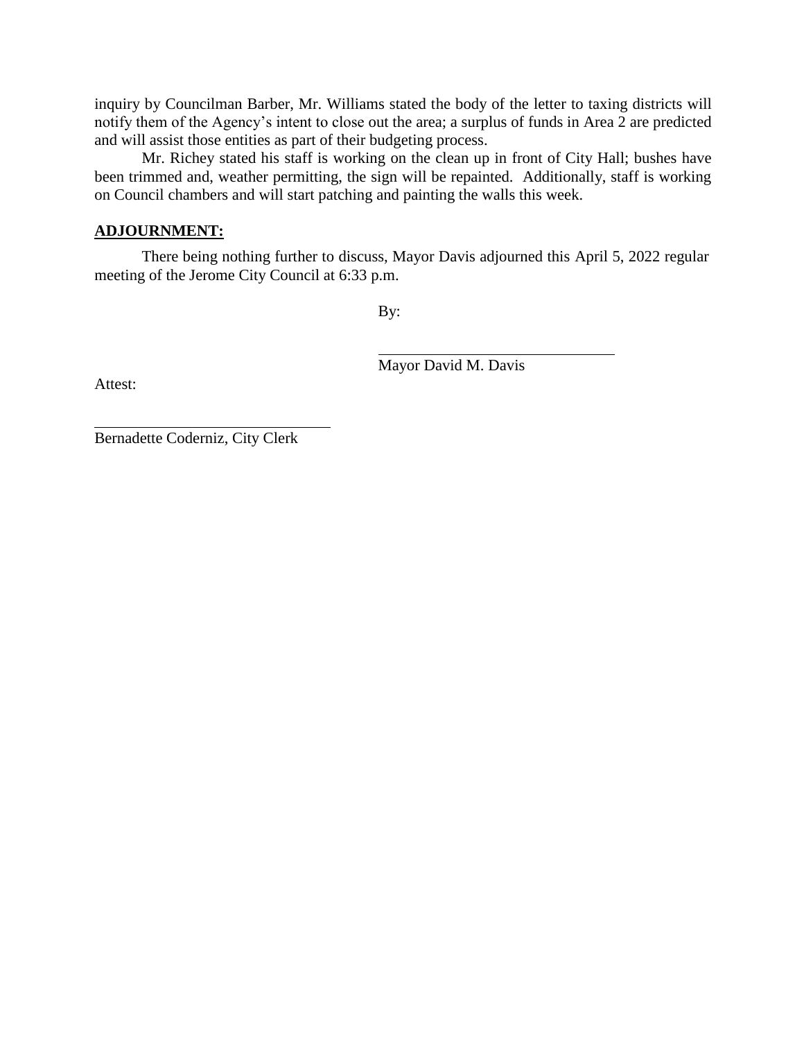inquiry by Councilman Barber, Mr. Williams stated the body of the letter to taxing districts will notify them of the Agency's intent to close out the area; a surplus of funds in Area 2 are predicted and will assist those entities as part of their budgeting process.

Mr. Richey stated his staff is working on the clean up in front of City Hall; bushes have been trimmed and, weather permitting, the sign will be repainted. Additionally, staff is working on Council chambers and will start patching and painting the walls this week.

**ADJOURNMENT:**

There being nothing further to discuss, Mayor Davis adjourned this April 5, 2022 regular meeting of the Jerome City Council at 6:33 p.m.

By:

\_\_\_\_\_\_\_\_\_\_\_\_\_\_\_\_\_\_\_\_\_\_\_\_\_\_\_\_\_\_
Mayor David M. Davis

Attest:

\_\_\_\_\_\_\_\_\_\_\_\_\_\_\_\_\_\_\_\_\_\_\_\_\_\_\_\_\_\_
Bernadette Coderniz, City Clerk